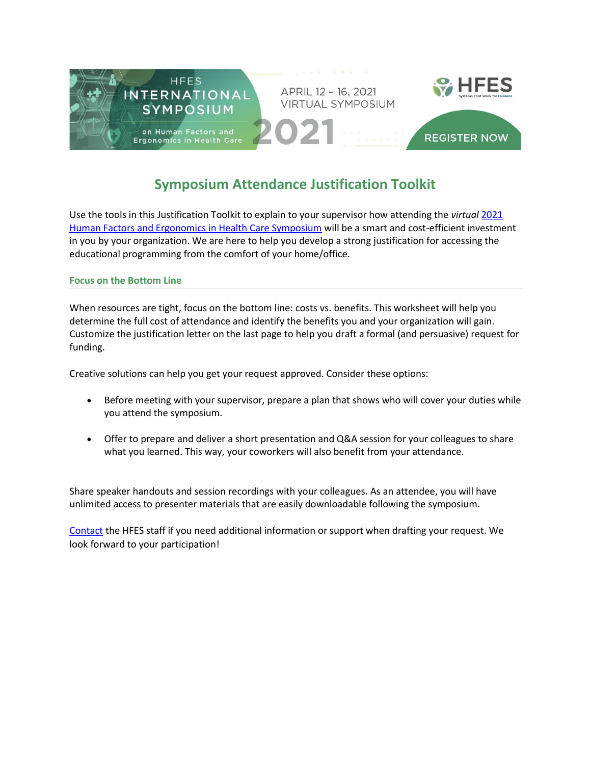HFES INTERNATIONAL SYMPOSIUM on Human Factors and Ergonomics in Health Care

APRIL 12 – 16, 2021
VIRTUAL SYMPOSIUM

2021

HFES Systems That Work for Humans

REGISTER NOW

# Symposium Attendance Justification Toolkit

Use the tools in this Justification Toolkit to explain to your supervisor how attending the *virtual* 2021 Human Factors and Ergonomics in Health Care Symposium will be a smart and cost-efficient investment in you by your organization. We are here to help you develop a strong justification for accessing the educational programming from the comfort of your home/office.

## Focus on the Bottom Line

When resources are tight, focus on the bottom line: costs vs. benefits. This worksheet will help you determine the full cost of attendance and identify the benefits you and your organization will gain. Customize the justification letter on the last page to help you draft a formal (and persuasive) request for funding.

Creative solutions can help you get your request approved. Consider these options:

- Before meeting with your supervisor, prepare a plan that shows who will cover your duties while you attend the symposium.
- Offer to prepare and deliver a short presentation and Q&A session for your colleagues to share what you learned. This way, your coworkers will also benefit from your attendance.

Share speaker handouts and session recordings with your colleagues. As an attendee, you will have unlimited access to presenter materials that are easily downloadable following the symposium.

Contact the HFES staff if you need additional information or support when drafting your request. We look forward to your participation!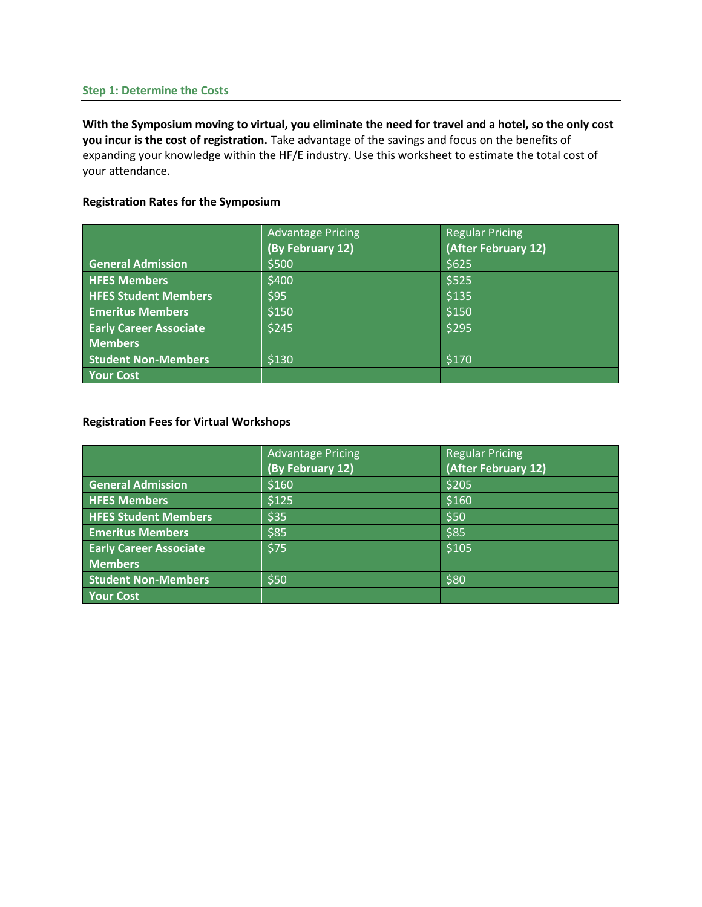## Step 1: Determine the Costs

**With the Symposium moving to virtual, you eliminate the need for travel and a hotel, so the only cost you incur is the cost of registration.** Take advantage of the savings and focus on the benefits of expanding your knowledge within the HF/E industry. Use this worksheet to estimate the total cost of your attendance.

**Registration Rates for the Symposium**

| | Advantage Pricing **(By February 12)** | Regular Pricing **(After February 12)** |
|---|---|---|
| **General Admission** | $500 | $625 |
| **HFES Members** | $400 | $525 |
| **HFES Student Members** | $95 | $135 |
| **Emeritus Members** | $150 | $150 |
| **Early Career Associate Members** | $245 | $295 |
| **Student Non-Members** | $130 | $170 |
| **Your Cost** | | |

**Registration Fees for Virtual Workshops**

| | Advantage Pricing **(By February 12)** | Regular Pricing **(After February 12)** |
|---|---|---|
| **General Admission** | $160 | $205 |
| **HFES Members** | $125 | $160 |
| **HFES Student Members** | $35 | $50 |
| **Emeritus Members** | $85 | $85 |
| **Early Career Associate Members** | $75 | $105 |
| **Student Non-Members** | $50 | $80 |
| **Your Cost** | | |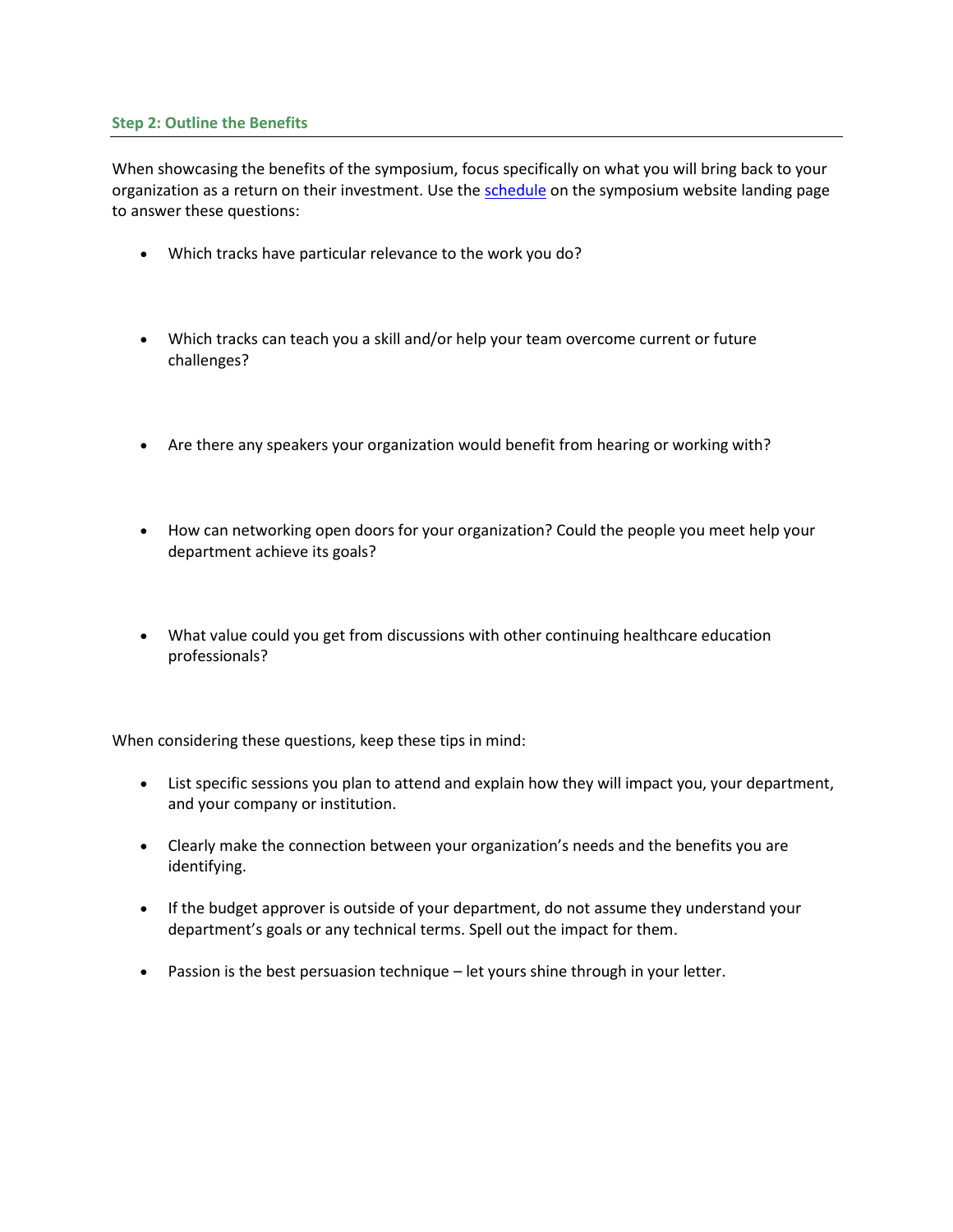### Step 2: Outline the Benefits

When showcasing the benefits of the symposium, focus specifically on what you will bring back to your organization as a return on their investment. Use the schedule on the symposium website landing page to answer these questions:

- Which tracks have particular relevance to the work you do?
- Which tracks can teach you a skill and/or help your team overcome current or future challenges?
- Are there any speakers your organization would benefit from hearing or working with?
- How can networking open doors for your organization? Could the people you meet help your department achieve its goals?
- What value could you get from discussions with other continuing healthcare education professionals?

When considering these questions, keep these tips in mind:

- List specific sessions you plan to attend and explain how they will impact you, your department, and your company or institution.
- Clearly make the connection between your organization's needs and the benefits you are identifying.
- If the budget approver is outside of your department, do not assume they understand your department's goals or any technical terms. Spell out the impact for them.
- Passion is the best persuasion technique – let yours shine through in your letter.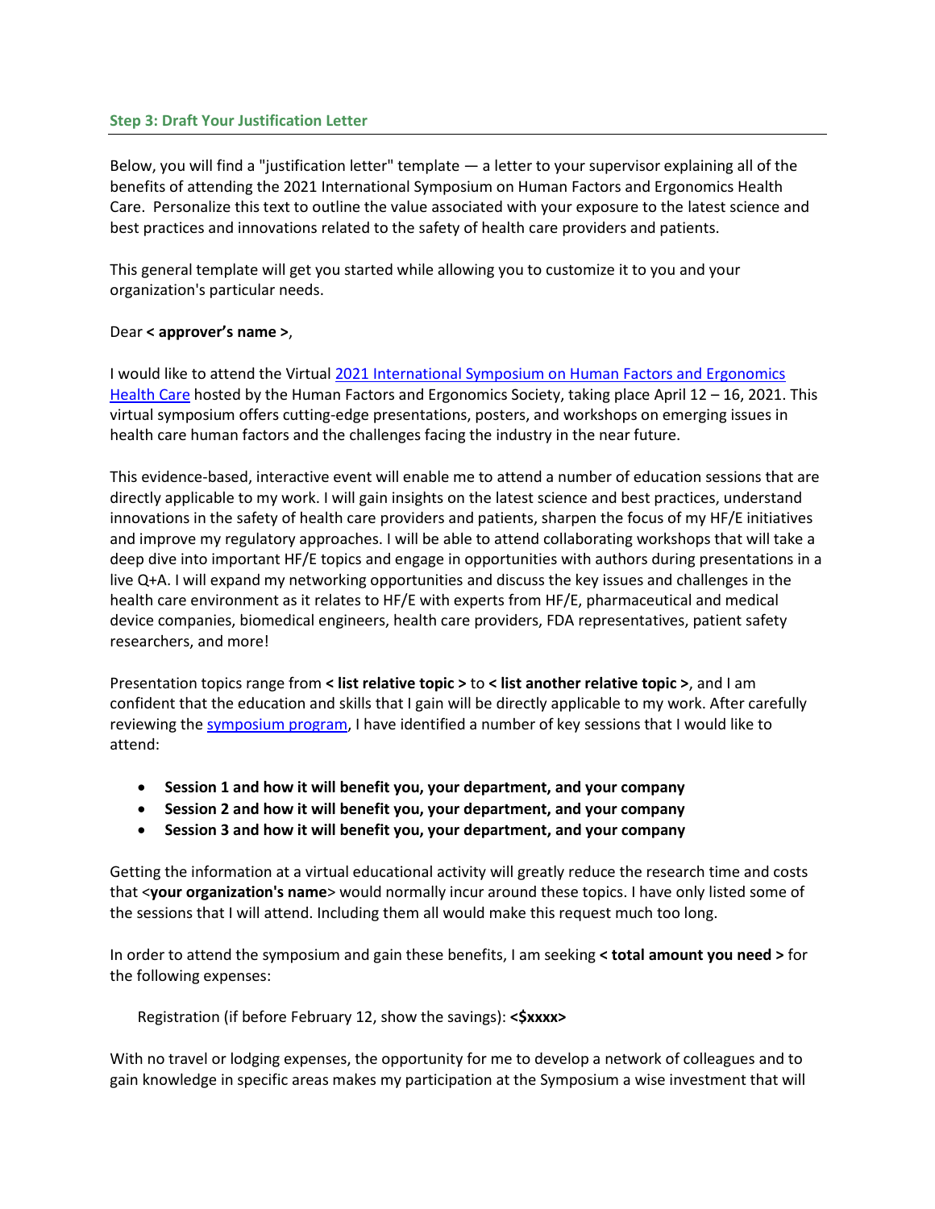### Step 3: Draft Your Justification Letter

Below, you will find a "justification letter" template — a letter to your supervisor explaining all of the benefits of attending the 2021 International Symposium on Human Factors and Ergonomics Health Care. Personalize this text to outline the value associated with your exposure to the latest science and best practices and innovations related to the safety of health care providers and patients.

This general template will get you started while allowing you to customize it to you and your organization's particular needs.

Dear **< approver's name >**,

I would like to attend the Virtual [2021 International Symposium on Human Factors and Ergonomics Health Care](#) hosted by the Human Factors and Ergonomics Society, taking place April 12 – 16, 2021. This virtual symposium offers cutting-edge presentations, posters, and workshops on emerging issues in health care human factors and the challenges facing the industry in the near future.

This evidence-based, interactive event will enable me to attend a number of education sessions that are directly applicable to my work. I will gain insights on the latest science and best practices, understand innovations in the safety of health care providers and patients, sharpen the focus of my HF/E initiatives and improve my regulatory approaches. I will be able to attend collaborating workshops that will take a deep dive into important HF/E topics and engage in opportunities with authors during presentations in a live Q+A. I will expand my networking opportunities and discuss the key issues and challenges in the health care environment as it relates to HF/E with experts from HF/E, pharmaceutical and medical device companies, biomedical engineers, health care providers, FDA representatives, patient safety researchers, and more!

Presentation topics range from **< list relative topic >** to **< list another relative topic >**, and I am confident that the education and skills that I gain will be directly applicable to my work. After carefully reviewing the [symposium program](#), I have identified a number of key sessions that I would like to attend:

- **Session 1 and how it will benefit you, your department, and your company**
- **Session 2 and how it will benefit you, your department, and your company**
- **Session 3 and how it will benefit you, your department, and your company**

Getting the information at a virtual educational activity will greatly reduce the research time and costs that <**your organization's name**> would normally incur around these topics. I have only listed some of the sessions that I will attend. Including them all would make this request much too long.

In order to attend the symposium and gain these benefits, I am seeking **< total amount you need >** for the following expenses:

Registration (if before February 12, show the savings): **<$xxxx>**

With no travel or lodging expenses, the opportunity for me to develop a network of colleagues and to gain knowledge in specific areas makes my participation at the Symposium a wise investment that will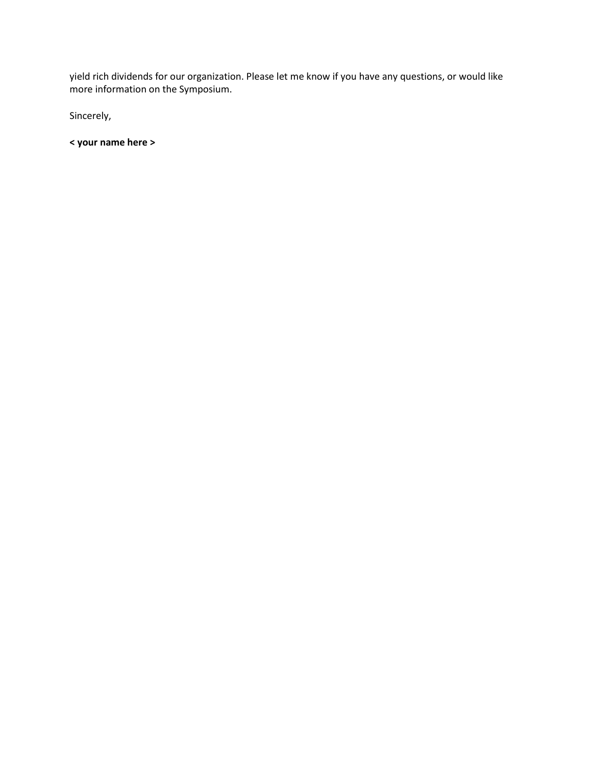yield rich dividends for our organization. Please let me know if you have any questions, or would like more information on the Symposium.

Sincerely,

**< your name here >**